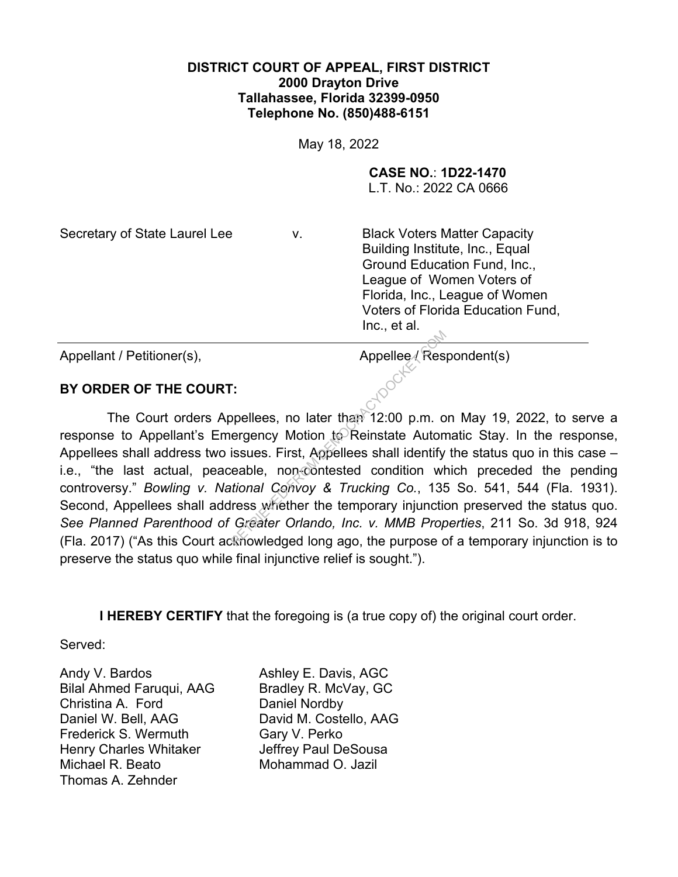**DISTRICT COURT OF APPEAL, FIRST DISTRICT**
**2000 Drayton Drive**
**Tallahassee, Florida 32399-0950**
**Telephone No. (850)488-6151**

May 18, 2022

**CASE NO.**: **1D22-1470**
L.T. No.: 2022 CA 0666

| Secretary of State Laurel Lee | v. | Black Voters Matter Capacity Building Institute, Inc., Equal Ground Education Fund, Inc., League of Women Voters of Florida, Inc., League of Women Voters of Florida Education Fund, Inc., et al. |
|---|---|---|
| Appellant / Petitioner(s), | | Appellee / Respondent(s) |

**BY ORDER OF THE COURT:**

The Court orders Appellees, no later than 12:00 p.m. on May 19, 2022, to serve a response to Appellant's Emergency Motion to Reinstate Automatic Stay. In the response, Appellees shall address two issues. First, Appellees shall identify the status quo in this case – i.e., "the last actual, peaceable, non-contested condition which preceded the pending controversy." *Bowling v. National Convoy & Trucking Co.*, 135 So. 541, 544 (Fla. 1931). Second, Appellees shall address whether the temporary injunction preserved the status quo. *See Planned Parenthood of Greater Orlando, Inc. v. MMB Properties*, 211 So. 3d 918, 924 (Fla. 2017) ("As this Court acknowledged long ago, the purpose of a temporary injunction is to preserve the status quo while final injunctive relief is sought.").

**I HEREBY CERTIFY** that the foregoing is (a true copy of) the original court order.

Served:

| | |
|---|---|
| Andy V. Bardos | Ashley E. Davis, AGC |
| Bilal Ahmed Faruqui, AAG | Bradley R. McVay, GC |
| Christina A. Ford | Daniel Nordby |
| Daniel W. Bell, AAG | David M. Costello, AAG |
| Frederick S. Wermuth | Gary V. Perko |
| Henry Charles Whitaker | Jeffrey Paul DeSousa |
| Michael R. Beato | Mohammad O. Jazil |
| Thomas A. Zehnder | |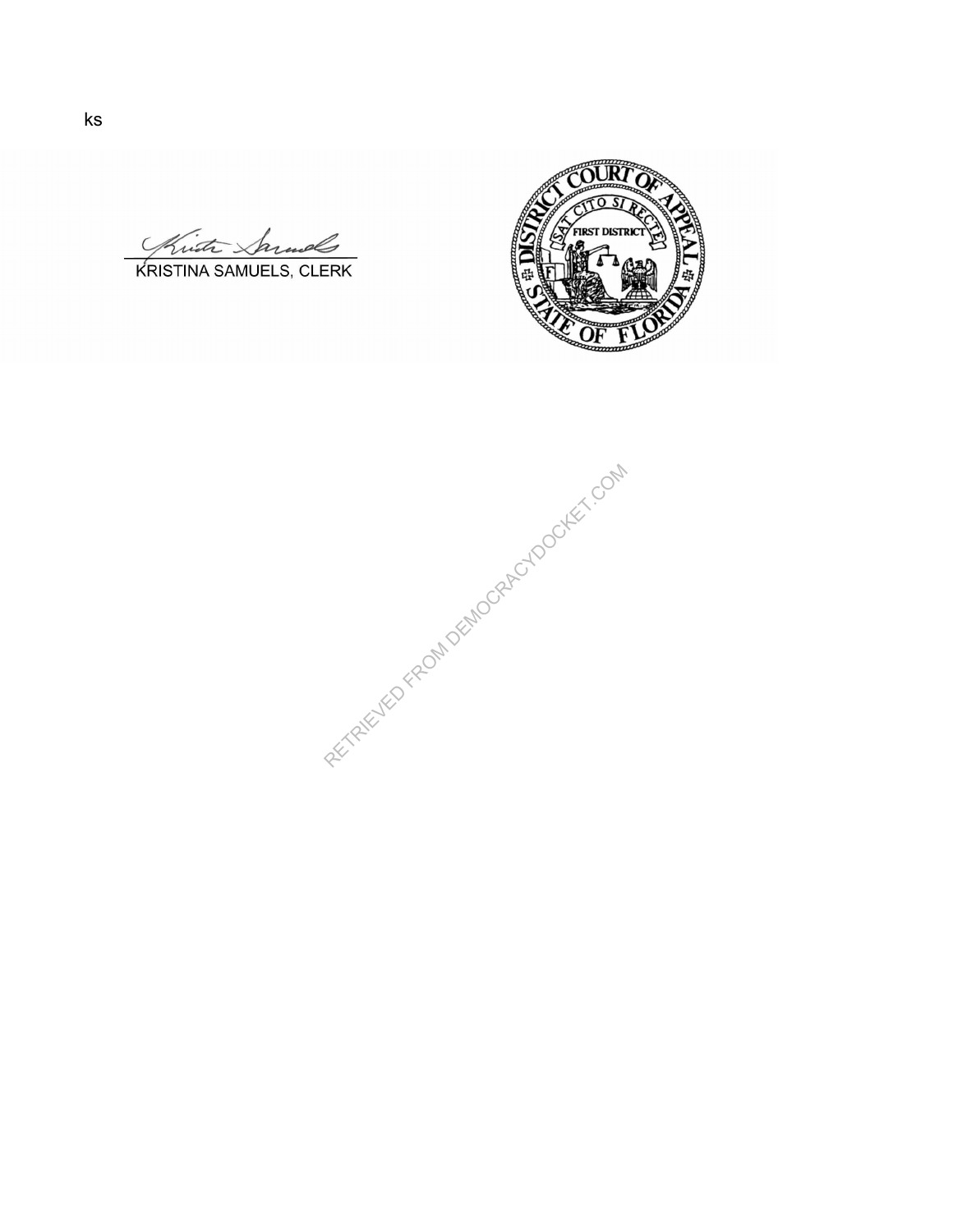ks

KRISTINA SAMUELS, CLERK